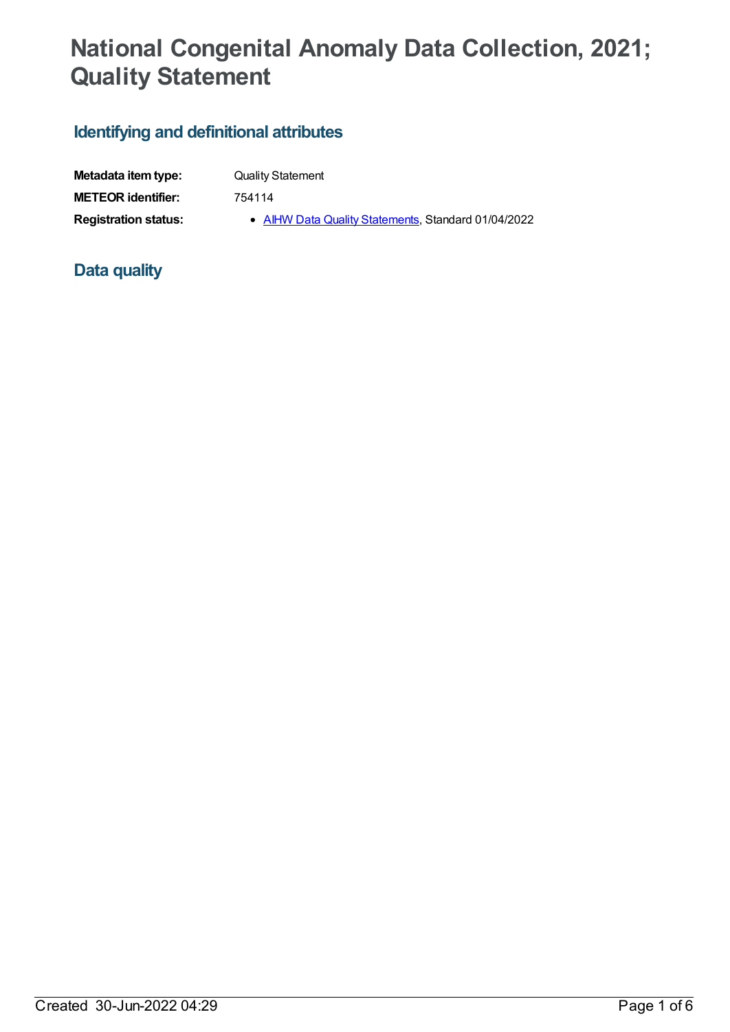# National Congenital Anomaly Data Collection, 2021; Quality Statement

## Identifying and definitional attributes

| | |
|---|---|
| **Metadata item type:** | Quality Statement |
| **METEOR identifier:** | 754114 |
| **Registration status:** | • AIHW Data Quality Statements, Standard 01/04/2022 |

## Data quality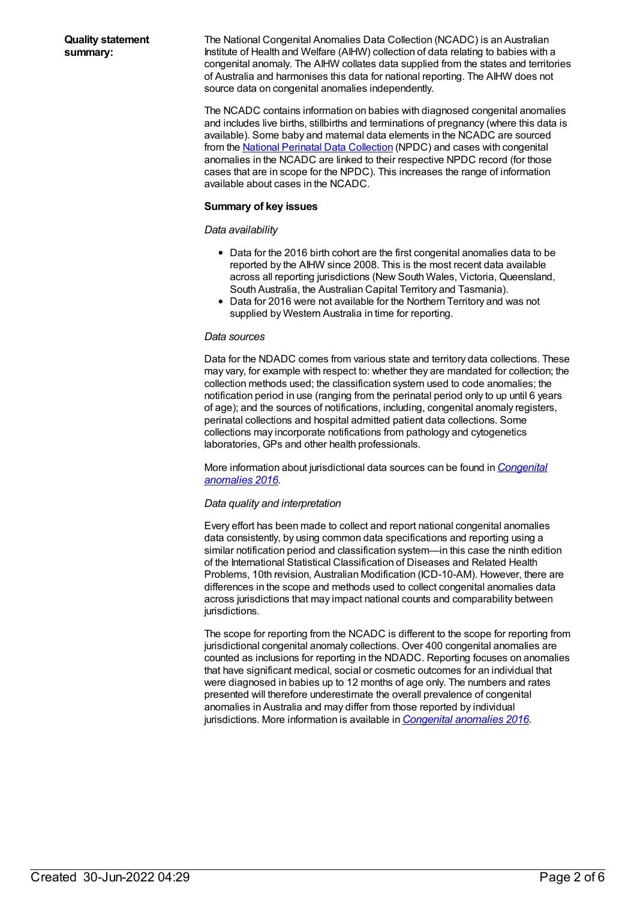**Quality statement summary:**

The National Congenital Anomalies Data Collection (NCADC) is an Australian Institute of Health and Welfare (AIHW) collection of data relating to babies with a congenital anomaly. The AIHW collates data supplied from the states and territories of Australia and harmonises this data for national reporting. The AIHW does not source data on congenital anomalies independently.

The NCADC contains information on babies with diagnosed congenital anomalies and includes live births, stillbirths and terminations of pregnancy (where this data is available). Some baby and maternal data elements in the NCADC are sourced from the National Perinatal Data Collection (NPDC) and cases with congenital anomalies in the NCADC are linked to their respective NPDC record (for those cases that are in scope for the NPDC). This increases the range of information available about cases in the NCADC.

**Summary of key issues**

*Data availability*

- Data for the 2016 birth cohort are the first congenital anomalies data to be reported by the AIHW since 2008. This is the most recent data available across all reporting jurisdictions (New South Wales, Victoria, Queensland, South Australia, the Australian Capital Territory and Tasmania).
- Data for 2016 were not available for the Northern Territory and was not supplied by Western Australia in time for reporting.

*Data sources*

Data for the NDADC comes from various state and territory data collections. These may vary, for example with respect to: whether they are mandated for collection; the collection methods used; the classification system used to code anomalies; the notification period in use (ranging from the perinatal period only to up until 6 years of age); and the sources of notifications, including, congenital anomaly registers, perinatal collections and hospital admitted patient data collections. Some collections may incorporate notifications from pathology and cytogenetics laboratories, GPs and other health professionals.

More information about jurisdictional data sources can be found in *Congenital anomalies 2016*.

*Data quality and interpretation*

Every effort has been made to collect and report national congenital anomalies data consistently, by using common data specifications and reporting using a similar notification period and classification system—in this case the ninth edition of the International Statistical Classification of Diseases and Related Health Problems, 10th revision, Australian Modification (ICD-10-AM). However, there are differences in the scope and methods used to collect congenital anomalies data across jurisdictions that may impact national counts and comparability between jurisdictions.

The scope for reporting from the NCADC is different to the scope for reporting from jurisdictional congenital anomaly collections. Over 400 congenital anomalies are counted as inclusions for reporting in the NDADC. Reporting focuses on anomalies that have significant medical, social or cosmetic outcomes for an individual that were diagnosed in babies up to 12 months of age only. The numbers and rates presented will therefore underestimate the overall prevalence of congenital anomalies in Australia and may differ from those reported by individual jurisdictions. More information is available in *Congenital anomalies 2016*.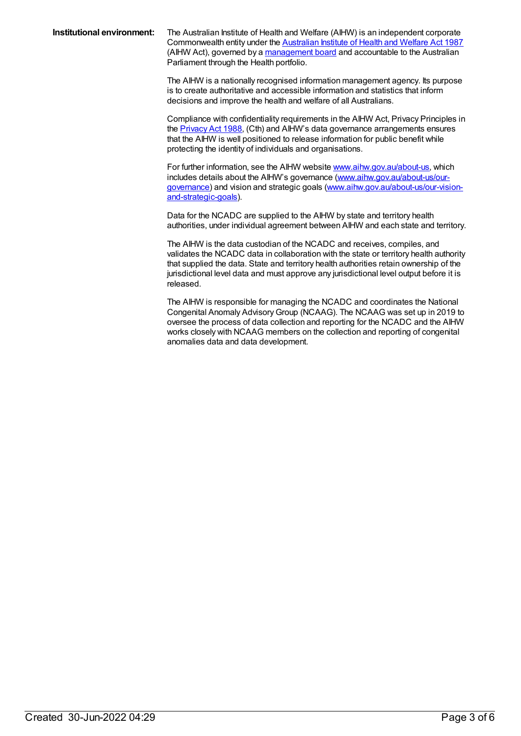**Institutional environment:**

The Australian Institute of Health and Welfare (AIHW) is an independent corporate Commonwealth entity under the Australian Institute of Health and Welfare Act 1987 (AIHW Act), governed by a management board and accountable to the Australian Parliament through the Health portfolio.

The AIHW is a nationally recognised information management agency. Its purpose is to create authoritative and accessible information and statistics that inform decisions and improve the health and welfare of all Australians.

Compliance with confidentiality requirements in the AIHW Act, Privacy Principles in the Privacy Act 1988, (Cth) and AIHW's data governance arrangements ensures that the AIHW is well positioned to release information for public benefit while protecting the identity of individuals and organisations.

For further information, see the AIHW website www.aihw.gov.au/about-us, which includes details about the AIHW's governance (www.aihw.gov.au/about-us/our-governance) and vision and strategic goals (www.aihw.gov.au/about-us/our-vision-and-strategic-goals).

Data for the NCADC are supplied to the AIHW by state and territory health authorities, under individual agreement between AIHW and each state and territory.

The AIHW is the data custodian of the NCADC and receives, compiles, and validates the NCADC data in collaboration with the state or territory health authority that supplied the data. State and territory health authorities retain ownership of the jurisdictional level data and must approve any jurisdictional level output before it is released.

The AIHW is responsible for managing the NCADC and coordinates the National Congenital Anomaly Advisory Group (NCAAG). The NCAAG was set up in 2019 to oversee the process of data collection and reporting for the NCADC and the AIHW works closely with NCAAG members on the collection and reporting of congenital anomalies data and data development.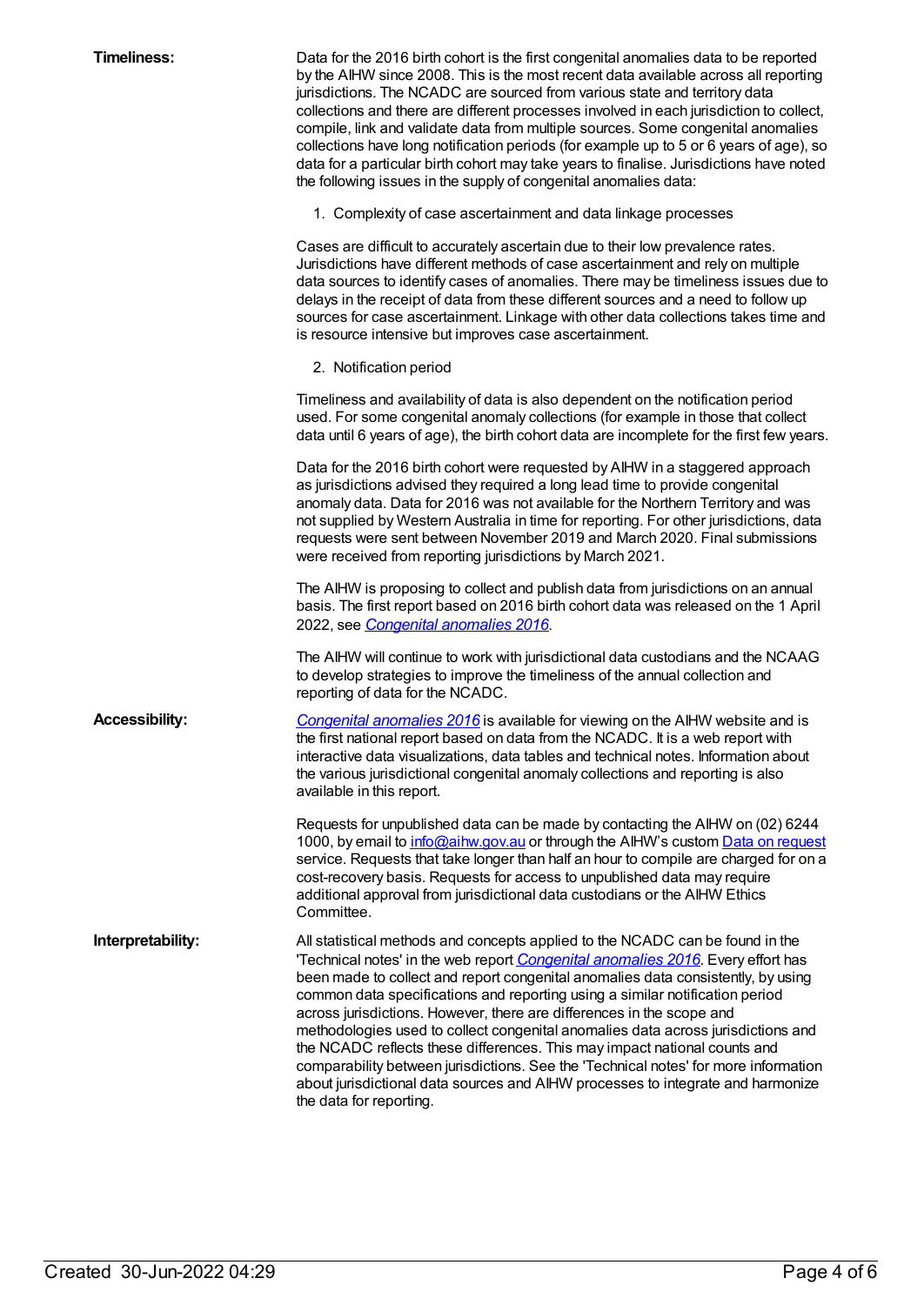**Timeliness:**

Data for the 2016 birth cohort is the first congenital anomalies data to be reported by the AIHW since 2008. This is the most recent data available across all reporting jurisdictions. The NCADC are sourced from various state and territory data collections and there are different processes involved in each jurisdiction to collect, compile, link and validate data from multiple sources. Some congenital anomalies collections have long notification periods (for example up to 5 or 6 years of age), so data for a particular birth cohort may take years to finalise. Jurisdictions have noted the following issues in the supply of congenital anomalies data:

1. Complexity of case ascertainment and data linkage processes

Cases are difficult to accurately ascertain due to their low prevalence rates. Jurisdictions have different methods of case ascertainment and rely on multiple data sources to identify cases of anomalies. There may be timeliness issues due to delays in the receipt of data from these different sources and a need to follow up sources for case ascertainment. Linkage with other data collections takes time and is resource intensive but improves case ascertainment.

2. Notification period

Timeliness and availability of data is also dependent on the notification period used. For some congenital anomaly collections (for example in those that collect data until 6 years of age), the birth cohort data are incomplete for the first few years.

Data for the 2016 birth cohort were requested by AIHW in a staggered approach as jurisdictions advised they required a long lead time to provide congenital anomaly data. Data for 2016 was not available for the Northern Territory and was not supplied by Western Australia in time for reporting. For other jurisdictions, data requests were sent between November 2019 and March 2020. Final submissions were received from reporting jurisdictions by March 2021.

The AIHW is proposing to collect and publish data from jurisdictions on an annual basis. The first report based on 2016 birth cohort data was released on the 1 April 2022, see *Congenital anomalies 2016*.

The AIHW will continue to work with jurisdictional data custodians and the NCAAG to develop strategies to improve the timeliness of the annual collection and reporting of data for the NCADC.

**Accessibility:**

*Congenital anomalies 2016* is available for viewing on the AIHW website and is the first national report based on data from the NCADC. It is a web report with interactive data visualizations, data tables and technical notes. Information about the various jurisdictional congenital anomaly collections and reporting is also available in this report.

Requests for unpublished data can be made by contacting the AIHW on (02) 6244 1000, by email to info@aihw.gov.au or through the AIHW's custom Data on request service. Requests that take longer than half an hour to compile are charged for on a cost-recovery basis. Requests for access to unpublished data may require additional approval from jurisdictional data custodians or the AIHW Ethics Committee.

**Interpretability:**

All statistical methods and concepts applied to the NCADC can be found in the 'Technical notes' in the web report *Congenital anomalies 2016*. Every effort has been made to collect and report congenital anomalies data consistently, by using common data specifications and reporting using a similar notification period across jurisdictions. However, there are differences in the scope and methodologies used to collect congenital anomalies data across jurisdictions and the NCADC reflects these differences. This may impact national counts and comparability between jurisdictions. See the 'Technical notes' for more information about jurisdictional data sources and AIHW processes to integrate and harmonize the data for reporting.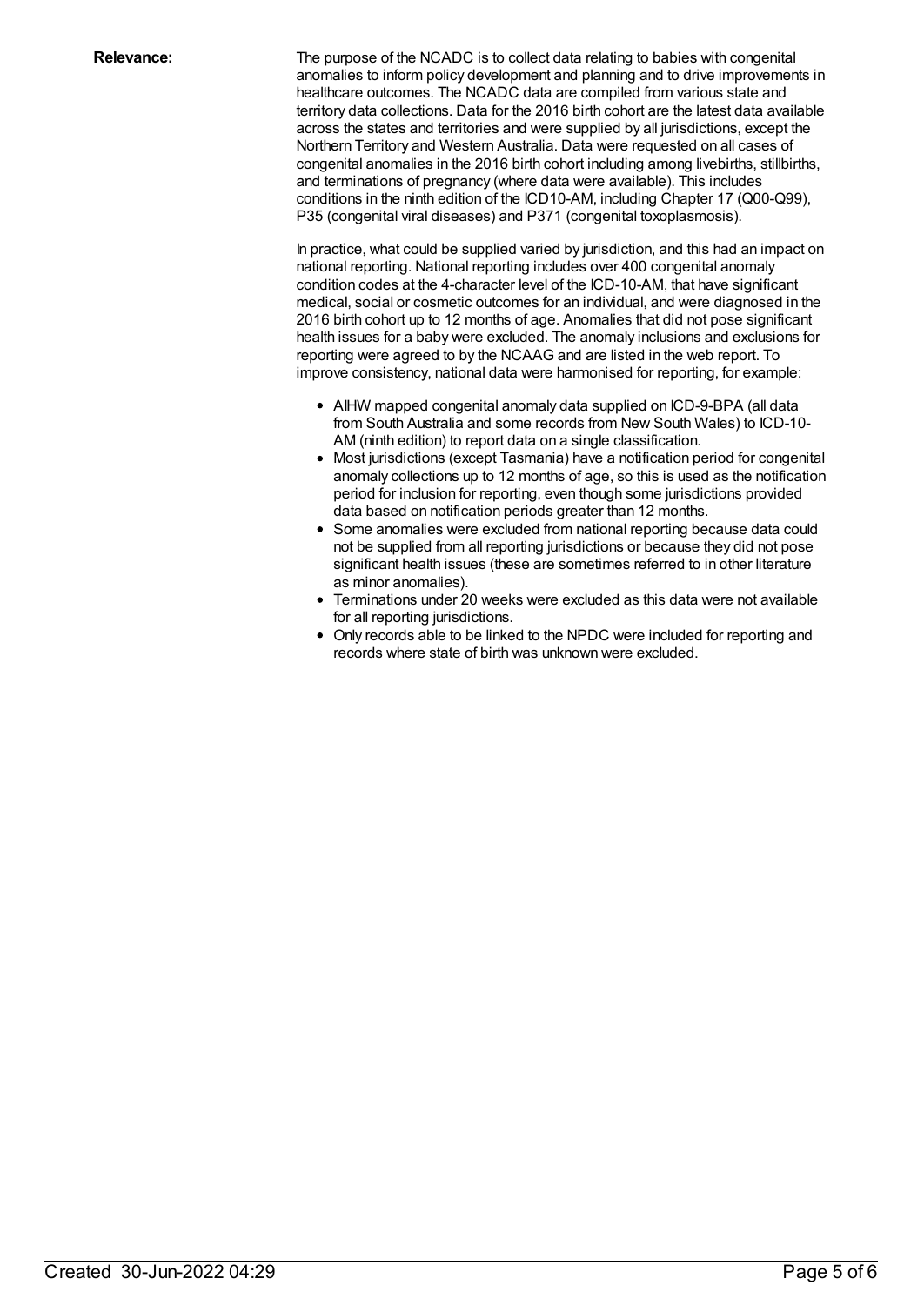**Relevance:**

The purpose of the NCADC is to collect data relating to babies with congenital anomalies to inform policy development and planning and to drive improvements in healthcare outcomes. The NCADC data are compiled from various state and territory data collections. Data for the 2016 birth cohort are the latest data available across the states and territories and were supplied by all jurisdictions, except the Northern Territory and Western Australia. Data were requested on all cases of congenital anomalies in the 2016 birth cohort including among livebirths, stillbirths, and terminations of pregnancy (where data were available). This includes conditions in the ninth edition of the ICD10-AM, including Chapter 17 (Q00-Q99), P35 (congenital viral diseases) and P371 (congenital toxoplasmosis).

In practice, what could be supplied varied by jurisdiction, and this had an impact on national reporting. National reporting includes over 400 congenital anomaly condition codes at the 4-character level of the ICD-10-AM, that have significant medical, social or cosmetic outcomes for an individual, and were diagnosed in the 2016 birth cohort up to 12 months of age. Anomalies that did not pose significant health issues for a baby were excluded. The anomaly inclusions and exclusions for reporting were agreed to by the NCAAG and are listed in the web report. To improve consistency, national data were harmonised for reporting, for example:

- AIHW mapped congenital anomaly data supplied on ICD-9-BPA (all data from South Australia and some records from New South Wales) to ICD-10-AM (ninth edition) to report data on a single classification.
- Most jurisdictions (except Tasmania) have a notification period for congenital anomaly collections up to 12 months of age, so this is used as the notification period for inclusion for reporting, even though some jurisdictions provided data based on notification periods greater than 12 months.
- Some anomalies were excluded from national reporting because data could not be supplied from all reporting jurisdictions or because they did not pose significant health issues (these are sometimes referred to in other literature as minor anomalies).
- Terminations under 20 weeks were excluded as this data were not available for all reporting jurisdictions.
- Only records able to be linked to the NPDC were included for reporting and records where state of birth was unknown were excluded.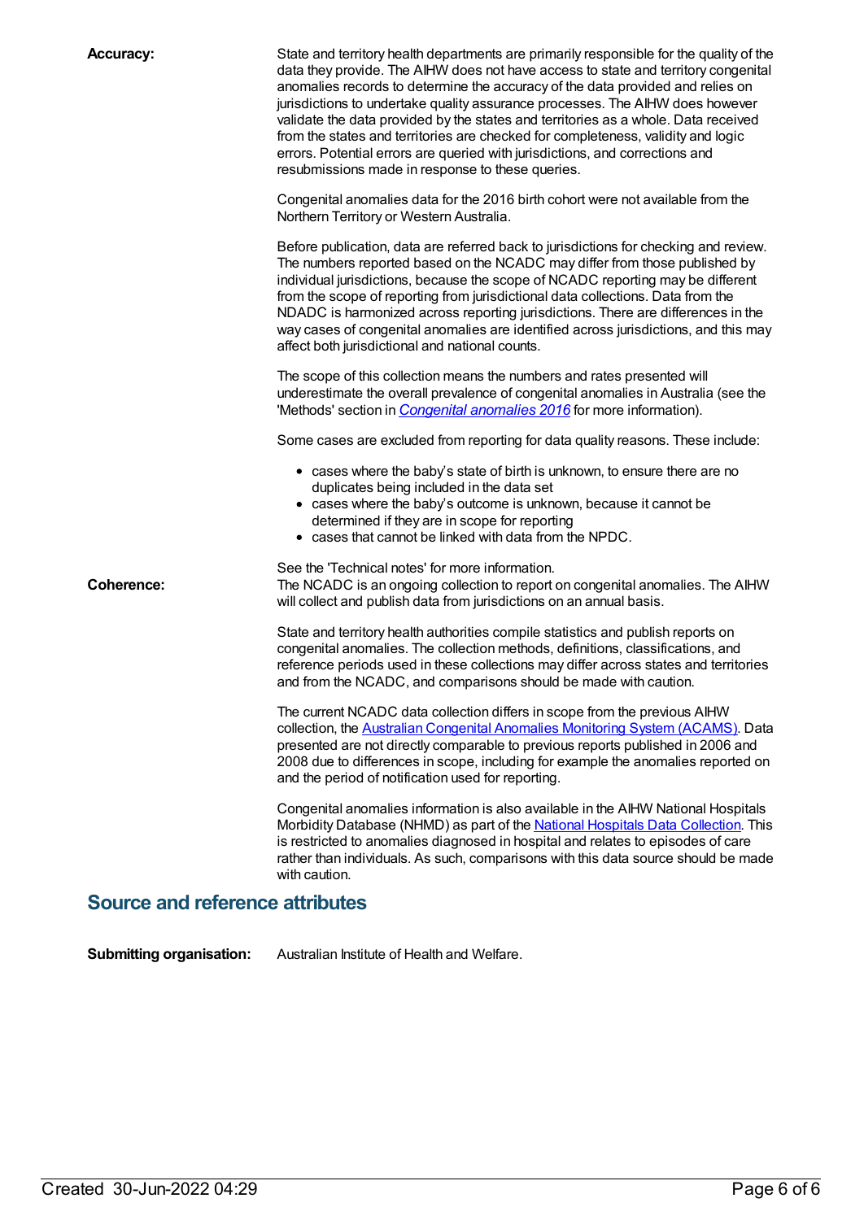**Accuracy:**

State and territory health departments are primarily responsible for the quality of the data they provide. The AIHW does not have access to state and territory congenital anomalies records to determine the accuracy of the data provided and relies on jurisdictions to undertake quality assurance processes. The AIHW does however validate the data provided by the states and territories as a whole. Data received from the states and territories are checked for completeness, validity and logic errors. Potential errors are queried with jurisdictions, and corrections and resubmissions made in response to these queries.

Congenital anomalies data for the 2016 birth cohort were not available from the Northern Territory or Western Australia.

Before publication, data are referred back to jurisdictions for checking and review. The numbers reported based on the NCADC may differ from those published by individual jurisdictions, because the scope of NCADC reporting may be different from the scope of reporting from jurisdictional data collections. Data from the NDADC is harmonized across reporting jurisdictions. There are differences in the way cases of congenital anomalies are identified across jurisdictions, and this may affect both jurisdictional and national counts.

The scope of this collection means the numbers and rates presented will underestimate the overall prevalence of congenital anomalies in Australia (see the 'Methods' section in *Congenital anomalies 2016* for more information).

Some cases are excluded from reporting for data quality reasons. These include:

- cases where the baby's state of birth is unknown, to ensure there are no duplicates being included in the data set
- cases where the baby's outcome is unknown, because it cannot be determined if they are in scope for reporting
- cases that cannot be linked with data from the NPDC.

See the 'Technical notes' for more information.

**Coherence:**

The NCADC is an ongoing collection to report on congenital anomalies. The AIHW will collect and publish data from jurisdictions on an annual basis.

State and territory health authorities compile statistics and publish reports on congenital anomalies. The collection methods, definitions, classifications, and reference periods used in these collections may differ across states and territories and from the NCADC, and comparisons should be made with caution.

The current NCADC data collection differs in scope from the previous AIHW collection, the Australian Congenital Anomalies Monitoring System (ACAMS). Data presented are not directly comparable to previous reports published in 2006 and 2008 due to differences in scope, including for example the anomalies reported on and the period of notification used for reporting.

Congenital anomalies information is also available in the AIHW National Hospitals Morbidity Database (NHMD) as part of the National Hospitals Data Collection. This is restricted to anomalies diagnosed in hospital and relates to episodes of care rather than individuals. As such, comparisons with this data source should be made with caution.

## Source and reference attributes

**Submitting organisation:** Australian Institute of Health and Welfare.